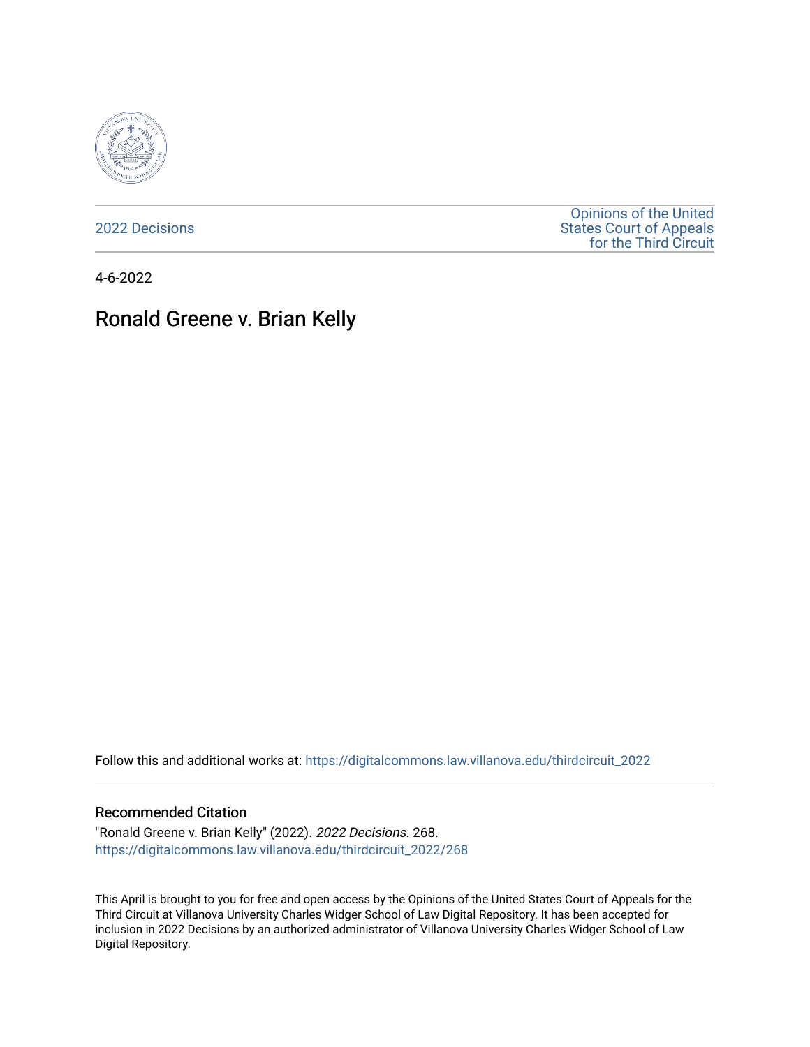2022 Decisions

Opinions of the United States Court of Appeals for the Third Circuit

4-6-2022

# Ronald Greene v. Brian Kelly

Follow this and additional works at: https://digitalcommons.law.villanova.edu/thirdcircuit_2022

## Recommended Citation

"Ronald Greene v. Brian Kelly" (2022). *2022 Decisions*. 268.
https://digitalcommons.law.villanova.edu/thirdcircuit_2022/268

This April is brought to you for free and open access by the Opinions of the United States Court of Appeals for the Third Circuit at Villanova University Charles Widger School of Law Digital Repository. It has been accepted for inclusion in 2022 Decisions by an authorized administrator of Villanova University Charles Widger School of Law Digital Repository.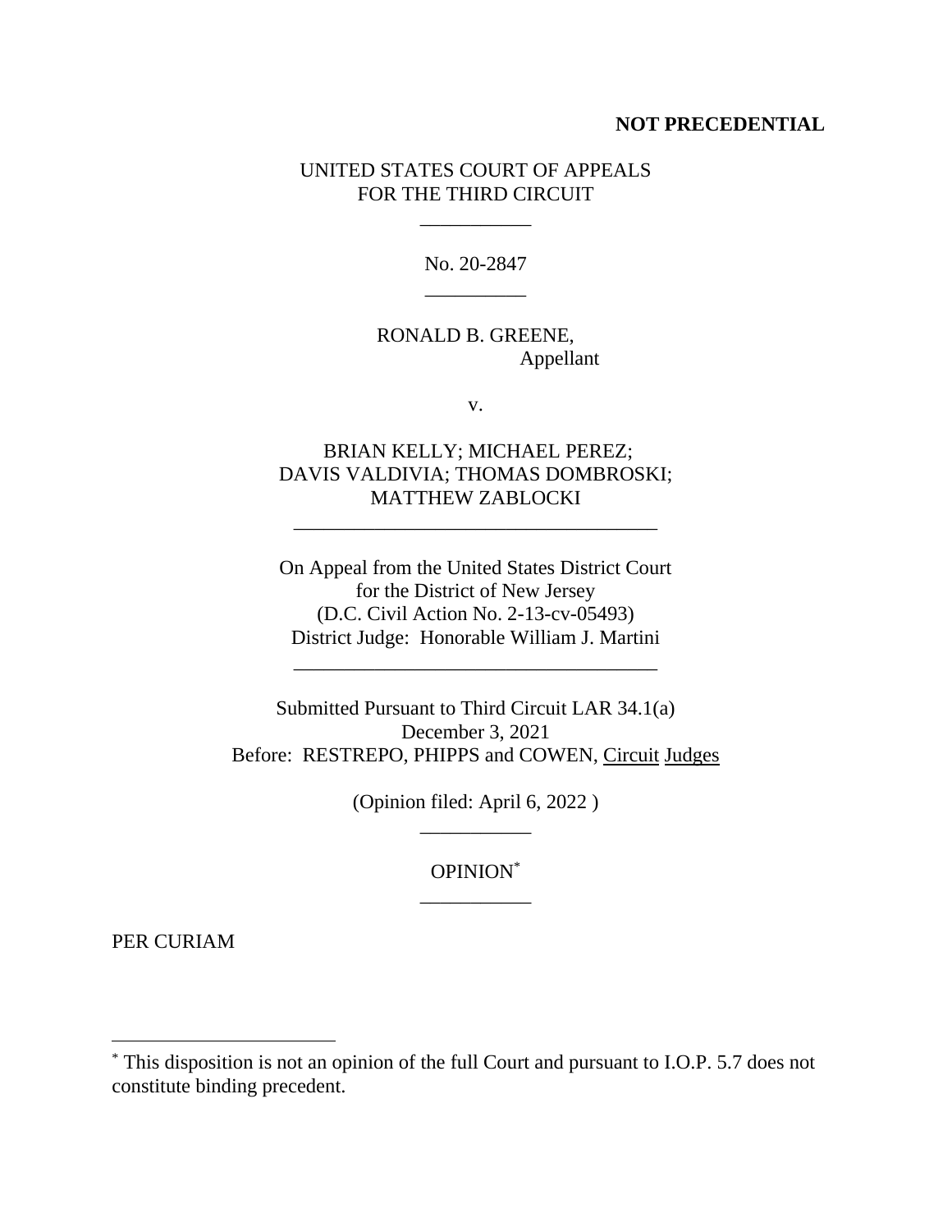**NOT PRECEDENTIAL**

UNITED STATES COURT OF APPEALS
FOR THE THIRD CIRCUIT

\_\_\_\_\_\_\_\_\_\_\_

No. 20-2847

\_\_\_\_\_\_\_\_\_\_

RONALD B. GREENE,
Appellant

v.

BRIAN KELLY; MICHAEL PEREZ;
DAVIS VALDIVIA; THOMAS DOMBROSKI;
MATTHEW ZABLOCKI

\_\_\_\_\_\_\_\_\_\_\_\_\_\_\_\_\_\_\_\_\_\_\_\_\_\_\_\_\_\_\_\_\_\_\_\_

On Appeal from the United States District Court
for the District of New Jersey
(D.C. Civil Action No. 2-13-cv-05493)
District Judge: Honorable William J. Martini

\_\_\_\_\_\_\_\_\_\_\_\_\_\_\_\_\_\_\_\_\_\_\_\_\_\_\_\_\_\_\_\_\_\_\_\_

Submitted Pursuant to Third Circuit LAR 34.1(a)
December 3, 2021
Before: RESTREPO, PHIPPS and COWEN, Circuit Judges

(Opinion filed: April 6, 2022 )

\_\_\_\_\_\_\_\_\_\_\_

OPINION[*]

\_\_\_\_\_\_\_\_\_\_\_

PER CURIAM

[*] This disposition is not an opinion of the full Court and pursuant to I.O.P. 5.7 does not constitute binding precedent.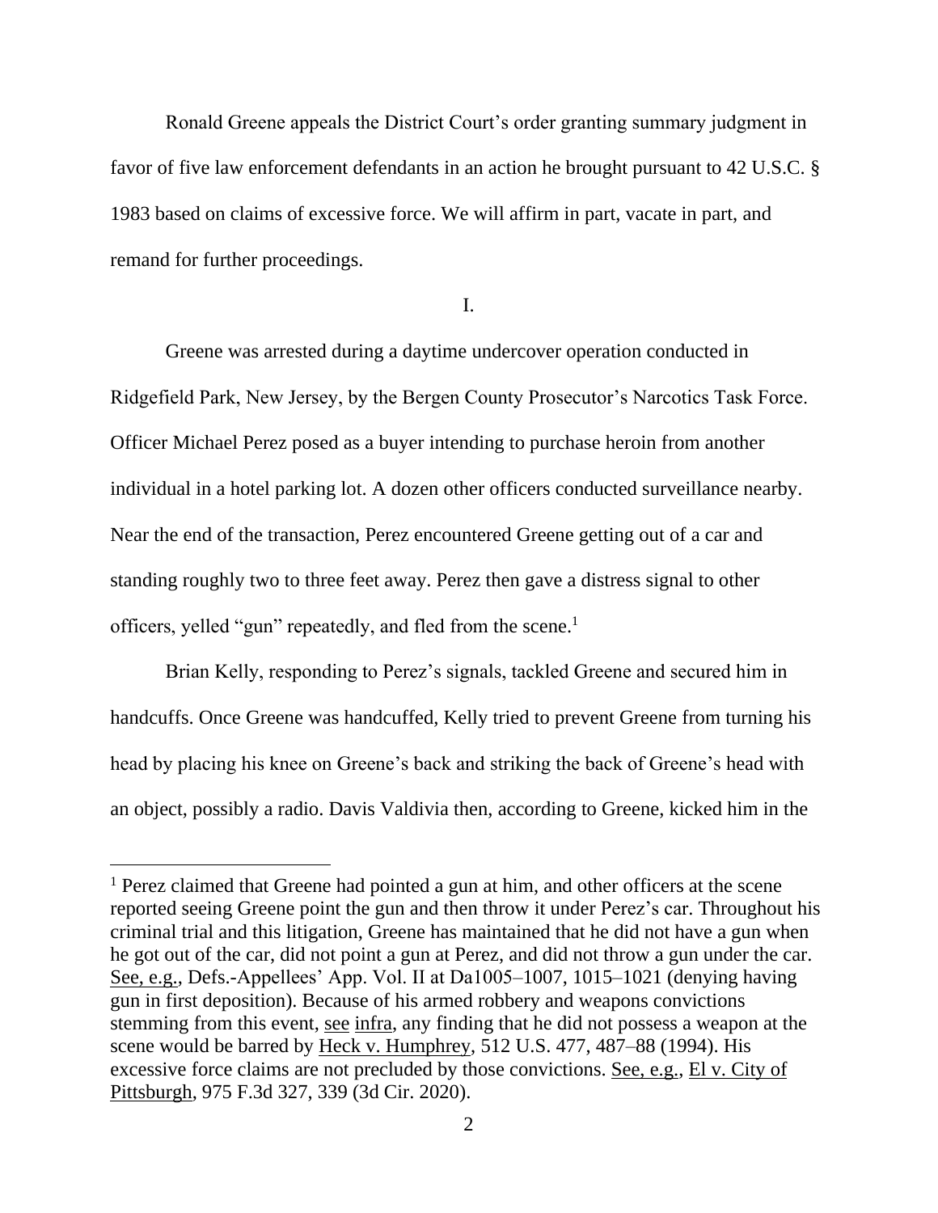Ronald Greene appeals the District Court's order granting summary judgment in favor of five law enforcement defendants in an action he brought pursuant to 42 U.S.C. § 1983 based on claims of excessive force. We will affirm in part, vacate in part, and remand for further proceedings.

I.

Greene was arrested during a daytime undercover operation conducted in Ridgefield Park, New Jersey, by the Bergen County Prosecutor's Narcotics Task Force. Officer Michael Perez posed as a buyer intending to purchase heroin from another individual in a hotel parking lot. A dozen other officers conducted surveillance nearby. Near the end of the transaction, Perez encountered Greene getting out of a car and standing roughly two to three feet away. Perez then gave a distress signal to other officers, yelled "gun" repeatedly, and fled from the scene.[1]

Brian Kelly, responding to Perez's signals, tackled Greene and secured him in handcuffs. Once Greene was handcuffed, Kelly tried to prevent Greene from turning his head by placing his knee on Greene's back and striking the back of Greene's head with an object, possibly a radio. Davis Valdivia then, according to Greene, kicked him in the

[1] Perez claimed that Greene had pointed a gun at him, and other officers at the scene reported seeing Greene point the gun and then throw it under Perez's car. Throughout his criminal trial and this litigation, Greene has maintained that he did not have a gun when he got out of the car, did not point a gun at Perez, and did not throw a gun under the car. See, e.g., Defs.-Appellees' App. Vol. II at Da1005–1007, 1015–1021 (denying having gun in first deposition). Because of his armed robbery and weapons convictions stemming from this event, see infra, any finding that he did not possess a weapon at the scene would be barred by Heck v. Humphrey, 512 U.S. 477, 487–88 (1994). His excessive force claims are not precluded by those convictions. See, e.g., El v. City of Pittsburgh, 975 F.3d 327, 339 (3d Cir. 2020).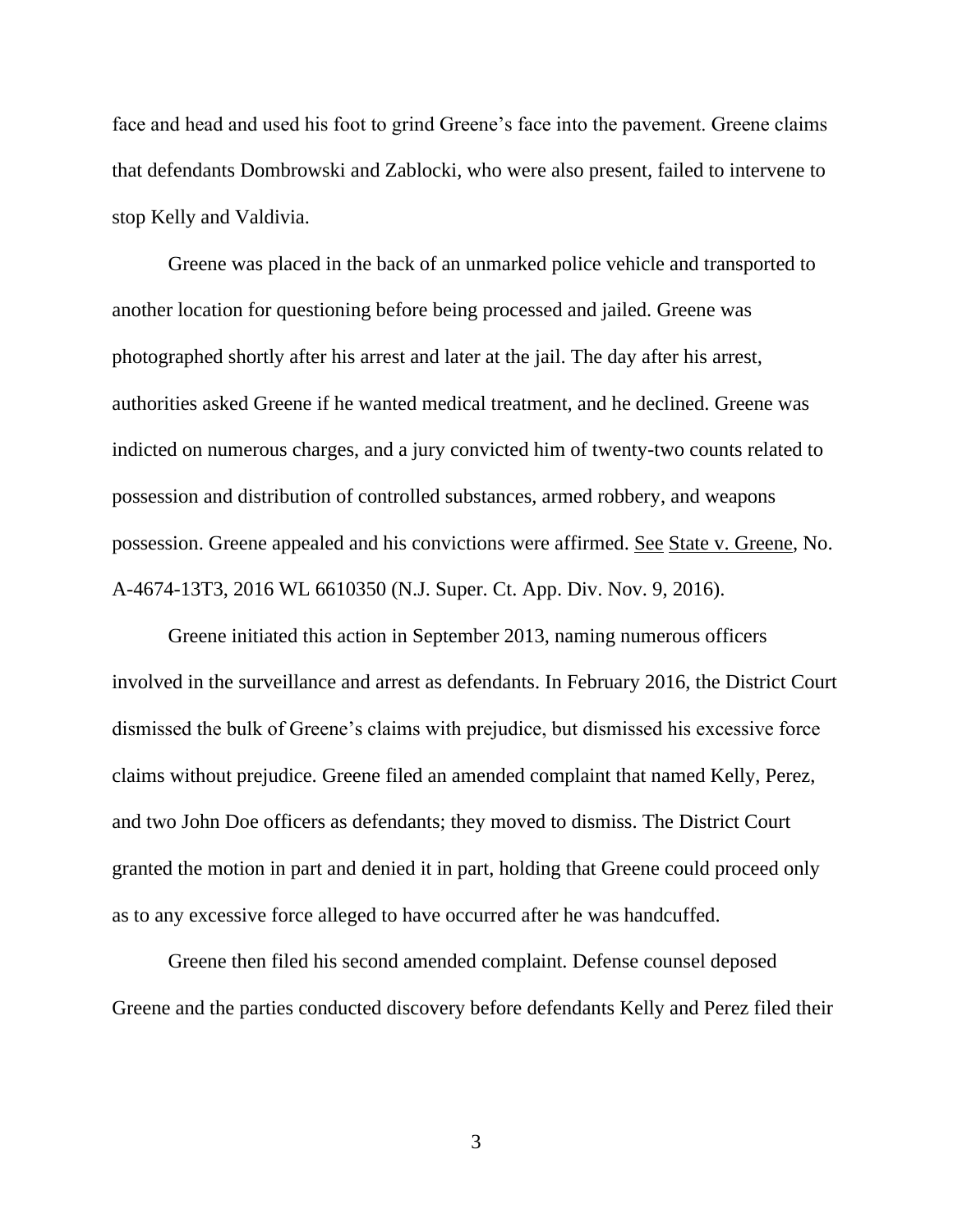face and head and used his foot to grind Greene's face into the pavement. Greene claims that defendants Dombrowski and Zablocki, who were also present, failed to intervene to stop Kelly and Valdivia.

Greene was placed in the back of an unmarked police vehicle and transported to another location for questioning before being processed and jailed. Greene was photographed shortly after his arrest and later at the jail. The day after his arrest, authorities asked Greene if he wanted medical treatment, and he declined. Greene was indicted on numerous charges, and a jury convicted him of twenty-two counts related to possession and distribution of controlled substances, armed robbery, and weapons possession. Greene appealed and his convictions were affirmed. See State v. Greene, No. A-4674-13T3, 2016 WL 6610350 (N.J. Super. Ct. App. Div. Nov. 9, 2016).

Greene initiated this action in September 2013, naming numerous officers involved in the surveillance and arrest as defendants. In February 2016, the District Court dismissed the bulk of Greene's claims with prejudice, but dismissed his excessive force claims without prejudice. Greene filed an amended complaint that named Kelly, Perez, and two John Doe officers as defendants; they moved to dismiss. The District Court granted the motion in part and denied it in part, holding that Greene could proceed only as to any excessive force alleged to have occurred after he was handcuffed.

Greene then filed his second amended complaint. Defense counsel deposed Greene and the parties conducted discovery before defendants Kelly and Perez filed their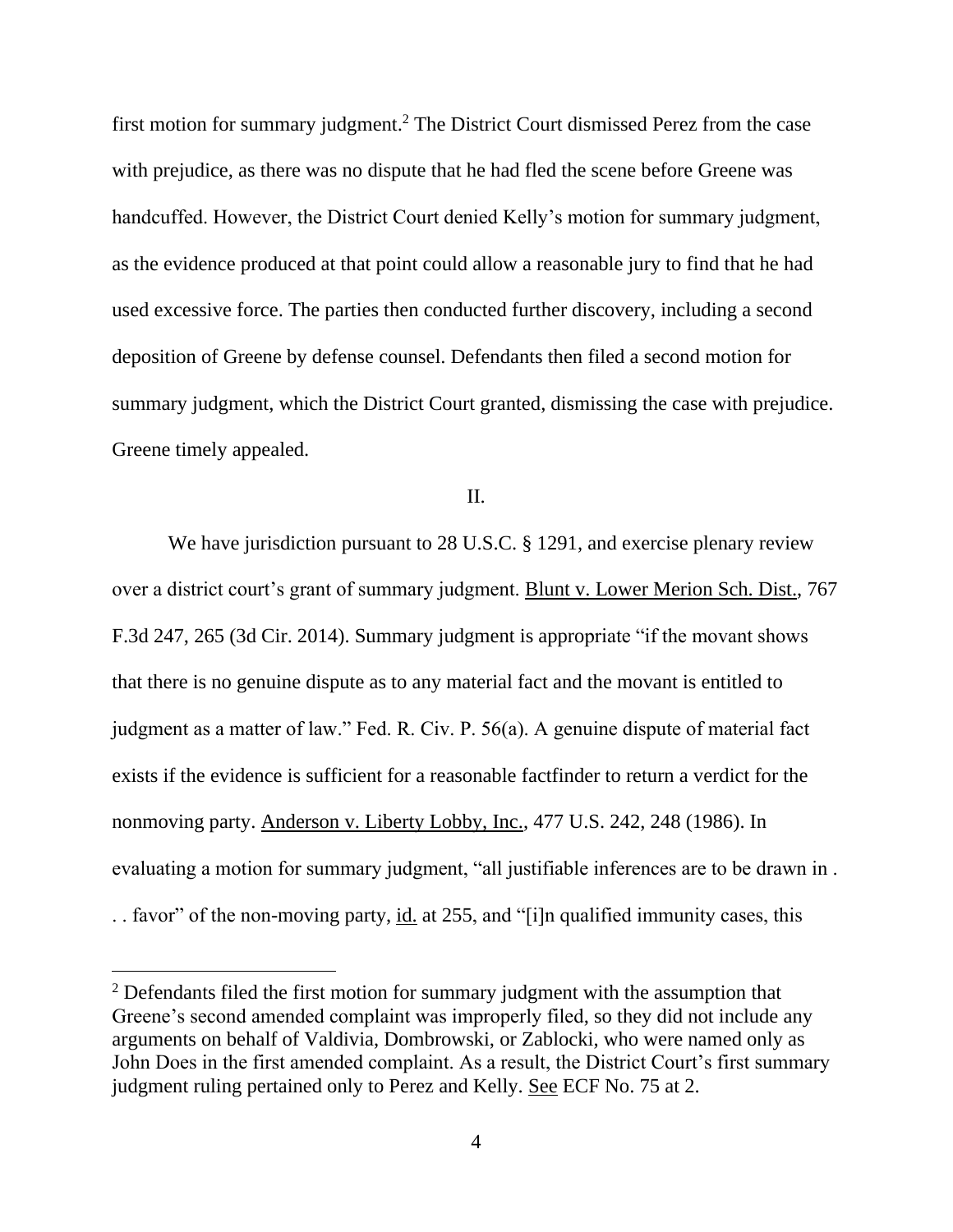first motion for summary judgment.[2] The District Court dismissed Perez from the case with prejudice, as there was no dispute that he had fled the scene before Greene was handcuffed. However, the District Court denied Kelly's motion for summary judgment, as the evidence produced at that point could allow a reasonable jury to find that he had used excessive force. The parties then conducted further discovery, including a second deposition of Greene by defense counsel. Defendants then filed a second motion for summary judgment, which the District Court granted, dismissing the case with prejudice. Greene timely appealed.

II.

We have jurisdiction pursuant to 28 U.S.C. § 1291, and exercise plenary review over a district court's grant of summary judgment. Blunt v. Lower Merion Sch. Dist., 767 F.3d 247, 265 (3d Cir. 2014). Summary judgment is appropriate "if the movant shows that there is no genuine dispute as to any material fact and the movant is entitled to judgment as a matter of law." Fed. R. Civ. P. 56(a). A genuine dispute of material fact exists if the evidence is sufficient for a reasonable factfinder to return a verdict for the nonmoving party. Anderson v. Liberty Lobby, Inc., 477 U.S. 242, 248 (1986). In evaluating a motion for summary judgment, "all justifiable inferences are to be drawn in . . . favor" of the non-moving party, id. at 255, and "[i]n qualified immunity cases, this

[2] Defendants filed the first motion for summary judgment with the assumption that Greene's second amended complaint was improperly filed, so they did not include any arguments on behalf of Valdivia, Dombrowski, or Zablocki, who were named only as John Does in the first amended complaint. As a result, the District Court's first summary judgment ruling pertained only to Perez and Kelly. See ECF No. 75 at 2.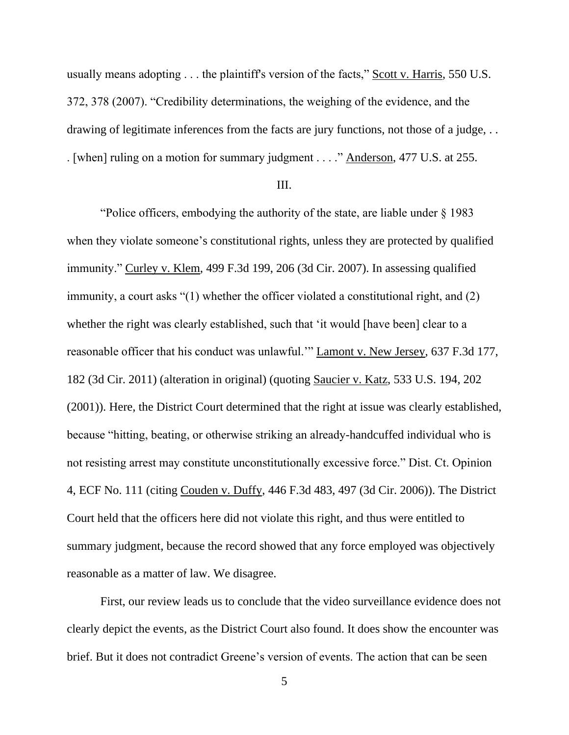usually means adopting . . . the plaintiff's version of the facts," Scott v. Harris, 550 U.S. 372, 378 (2007). "Credibility determinations, the weighing of the evidence, and the drawing of legitimate inferences from the facts are jury functions, not those of a judge, . . . [when] ruling on a motion for summary judgment . . . ." Anderson, 477 U.S. at 255.

III.

"Police officers, embodying the authority of the state, are liable under § 1983 when they violate someone's constitutional rights, unless they are protected by qualified immunity." Curley v. Klem, 499 F.3d 199, 206 (3d Cir. 2007). In assessing qualified immunity, a court asks "(1) whether the officer violated a constitutional right, and (2) whether the right was clearly established, such that 'it would [have been] clear to a reasonable officer that his conduct was unlawful.'" Lamont v. New Jersey, 637 F.3d 177, 182 (3d Cir. 2011) (alteration in original) (quoting Saucier v. Katz, 533 U.S. 194, 202 (2001)). Here, the District Court determined that the right at issue was clearly established, because "hitting, beating, or otherwise striking an already-handcuffed individual who is not resisting arrest may constitute unconstitutionally excessive force." Dist. Ct. Opinion 4, ECF No. 111 (citing Couden v. Duffy, 446 F.3d 483, 497 (3d Cir. 2006)). The District Court held that the officers here did not violate this right, and thus were entitled to summary judgment, because the record showed that any force employed was objectively reasonable as a matter of law. We disagree.

First, our review leads us to conclude that the video surveillance evidence does not clearly depict the events, as the District Court also found. It does show the encounter was brief. But it does not contradict Greene's version of events. The action that can be seen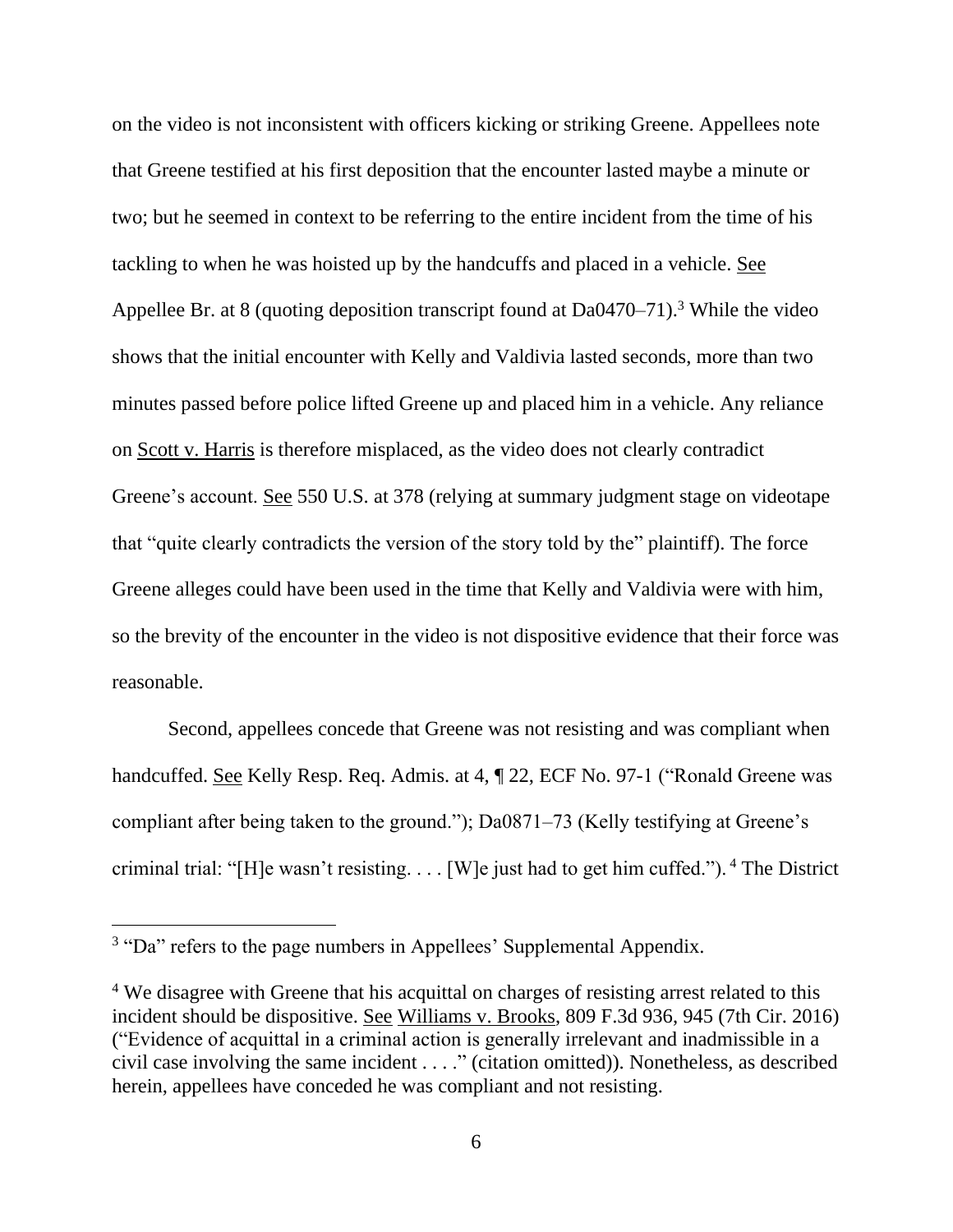on the video is not inconsistent with officers kicking or striking Greene. Appellees note that Greene testified at his first deposition that the encounter lasted maybe a minute or two; but he seemed in context to be referring to the entire incident from the time of his tackling to when he was hoisted up by the handcuffs and placed in a vehicle. See Appellee Br. at 8 (quoting deposition transcript found at Da0470–71).[3] While the video shows that the initial encounter with Kelly and Valdivia lasted seconds, more than two minutes passed before police lifted Greene up and placed him in a vehicle. Any reliance on Scott v. Harris is therefore misplaced, as the video does not clearly contradict Greene's account. See 550 U.S. at 378 (relying at summary judgment stage on videotape that "quite clearly contradicts the version of the story told by the" plaintiff). The force Greene alleges could have been used in the time that Kelly and Valdivia were with him, so the brevity of the encounter in the video is not dispositive evidence that their force was reasonable.

Second, appellees concede that Greene was not resisting and was compliant when handcuffed. See Kelly Resp. Req. Admis. at 4, ¶ 22, ECF No. 97-1 ("Ronald Greene was compliant after being taken to the ground."); Da0871–73 (Kelly testifying at Greene's criminal trial: "[H]e wasn't resisting. . . . [W]e just had to get him cuffed.").[4] The District

---

[3] "Da" refers to the page numbers in Appellees' Supplemental Appendix.

[4] We disagree with Greene that his acquittal on charges of resisting arrest related to this incident should be dispositive. See Williams v. Brooks, 809 F.3d 936, 945 (7th Cir. 2016) ("Evidence of acquittal in a criminal action is generally irrelevant and inadmissible in a civil case involving the same incident . . . ." (citation omitted)). Nonetheless, as described herein, appellees have conceded he was compliant and not resisting.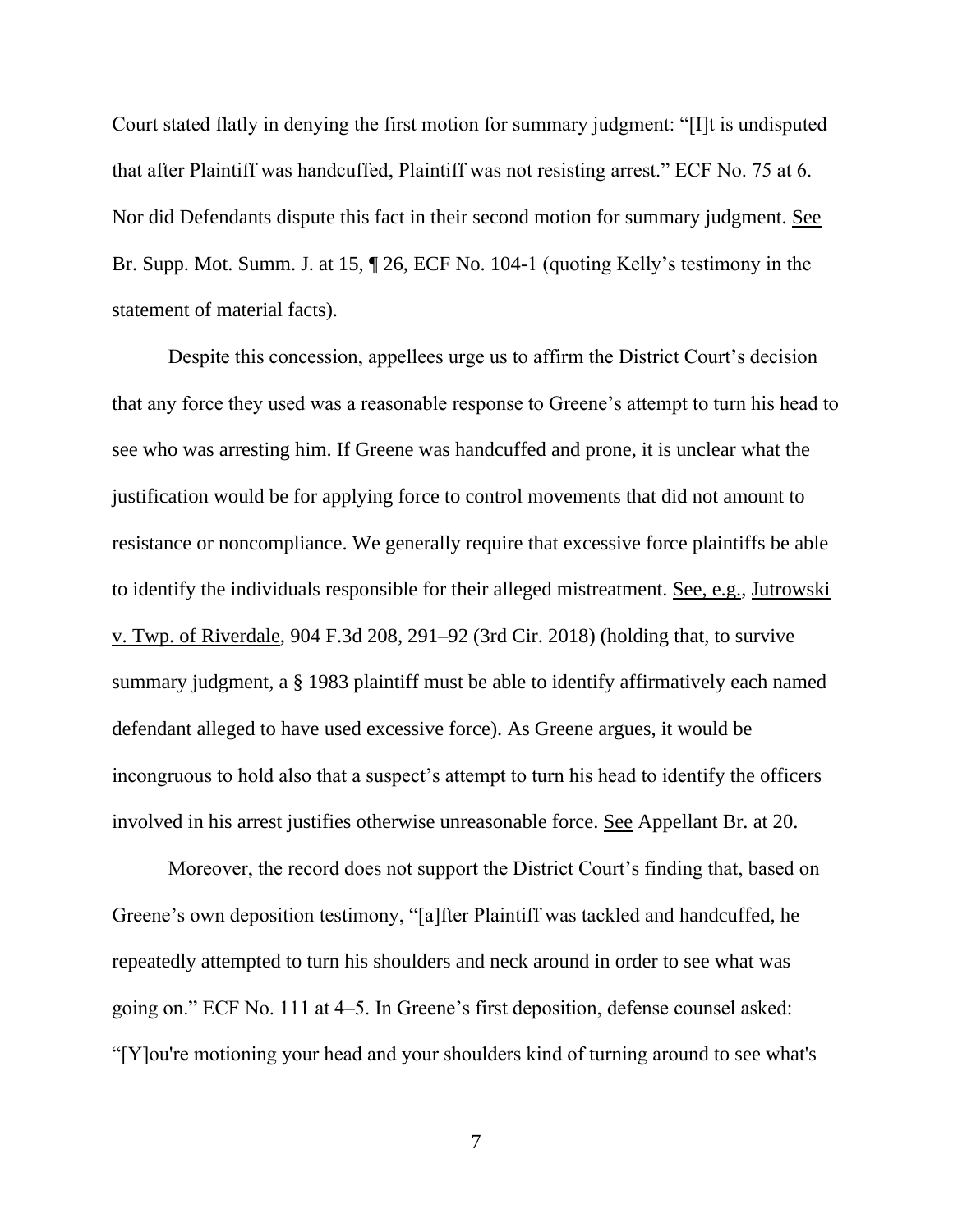Court stated flatly in denying the first motion for summary judgment: "[I]t is undisputed that after Plaintiff was handcuffed, Plaintiff was not resisting arrest." ECF No. 75 at 6. Nor did Defendants dispute this fact in their second motion for summary judgment. See Br. Supp. Mot. Summ. J. at 15, ¶ 26, ECF No. 104-1 (quoting Kelly's testimony in the statement of material facts).

Despite this concession, appellees urge us to affirm the District Court's decision that any force they used was a reasonable response to Greene's attempt to turn his head to see who was arresting him. If Greene was handcuffed and prone, it is unclear what the justification would be for applying force to control movements that did not amount to resistance or noncompliance. We generally require that excessive force plaintiffs be able to identify the individuals responsible for their alleged mistreatment. See, e.g., Jutrowski v. Twp. of Riverdale, 904 F.3d 208, 291–92 (3rd Cir. 2018) (holding that, to survive summary judgment, a § 1983 plaintiff must be able to identify affirmatively each named defendant alleged to have used excessive force). As Greene argues, it would be incongruous to hold also that a suspect's attempt to turn his head to identify the officers involved in his arrest justifies otherwise unreasonable force. See Appellant Br. at 20.

Moreover, the record does not support the District Court's finding that, based on Greene's own deposition testimony, "[a]fter Plaintiff was tackled and handcuffed, he repeatedly attempted to turn his shoulders and neck around in order to see what was going on." ECF No. 111 at 4–5. In Greene's first deposition, defense counsel asked: "[Y]ou're motioning your head and your shoulders kind of turning around to see what's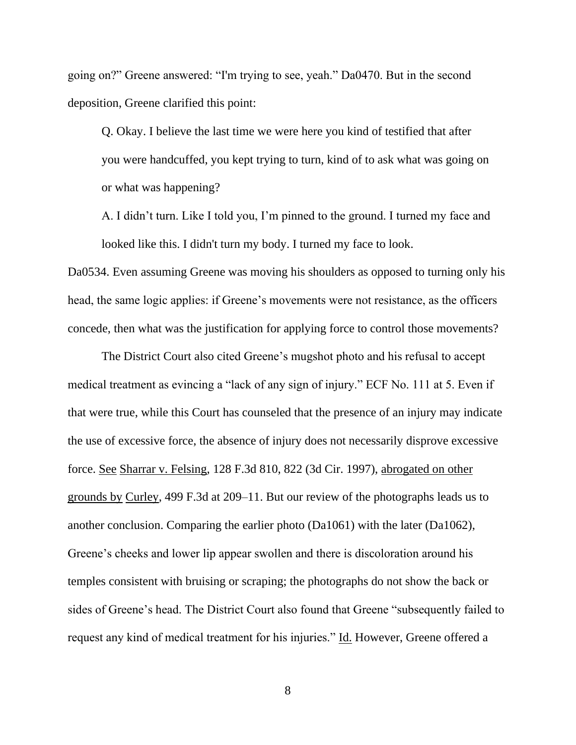going on?" Greene answered: "I'm trying to see, yeah." Da0470. But in the second deposition, Greene clarified this point:

> Q. Okay. I believe the last time we were here you kind of testified that after you were handcuffed, you kept trying to turn, kind of to ask what was going on or what was happening?
>
> A. I didn't turn. Like I told you, I'm pinned to the ground. I turned my face and looked like this. I didn't turn my body. I turned my face to look.

Da0534. Even assuming Greene was moving his shoulders as opposed to turning only his head, the same logic applies: if Greene's movements were not resistance, as the officers concede, then what was the justification for applying force to control those movements?

The District Court also cited Greene's mugshot photo and his refusal to accept medical treatment as evincing a "lack of any sign of injury." ECF No. 111 at 5. Even if that were true, while this Court has counseled that the presence of an injury may indicate the use of excessive force, the absence of injury does not necessarily disprove excessive force. See Sharrar v. Felsing, 128 F.3d 810, 822 (3d Cir. 1997), abrogated on other grounds by Curley, 499 F.3d at 209–11. But our review of the photographs leads us to another conclusion. Comparing the earlier photo (Da1061) with the later (Da1062), Greene's cheeks and lower lip appear swollen and there is discoloration around his temples consistent with bruising or scraping; the photographs do not show the back or sides of Greene's head. The District Court also found that Greene "subsequently failed to request any kind of medical treatment for his injuries." Id. However, Greene offered a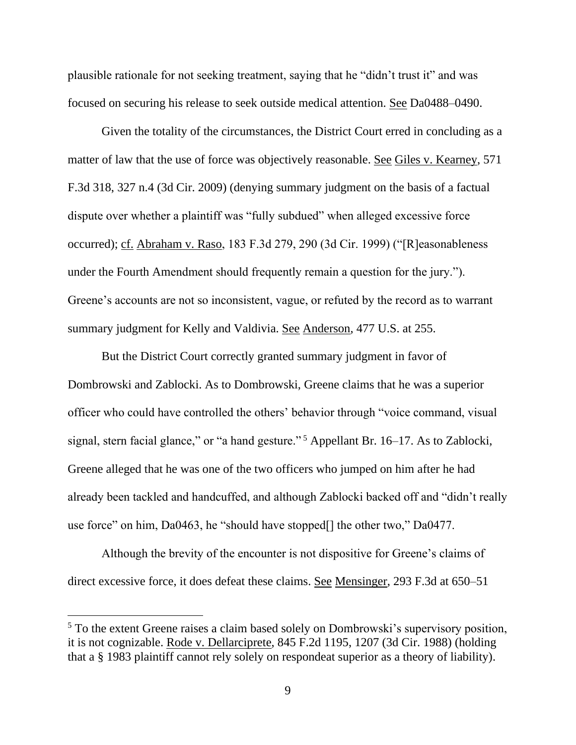plausible rationale for not seeking treatment, saying that he "didn't trust it" and was focused on securing his release to seek outside medical attention. See Da0488–0490.

Given the totality of the circumstances, the District Court erred in concluding as a matter of law that the use of force was objectively reasonable. See Giles v. Kearney, 571 F.3d 318, 327 n.4 (3d Cir. 2009) (denying summary judgment on the basis of a factual dispute over whether a plaintiff was "fully subdued" when alleged excessive force occurred); cf. Abraham v. Raso, 183 F.3d 279, 290 (3d Cir. 1999) ("[R]easonableness under the Fourth Amendment should frequently remain a question for the jury."). Greene's accounts are not so inconsistent, vague, or refuted by the record as to warrant summary judgment for Kelly and Valdivia. See Anderson, 477 U.S. at 255.

But the District Court correctly granted summary judgment in favor of Dombrowski and Zablocki. As to Dombrowski, Greene claims that he was a superior officer who could have controlled the others' behavior through "voice command, visual signal, stern facial glance," or "a hand gesture."[5] Appellant Br. 16–17. As to Zablocki, Greene alleged that he was one of the two officers who jumped on him after he had already been tackled and handcuffed, and although Zablocki backed off and "didn't really use force" on him, Da0463, he "should have stopped[] the other two," Da0477.

Although the brevity of the encounter is not dispositive for Greene's claims of direct excessive force, it does defeat these claims. See Mensinger, 293 F.3d at 650–51

[5] To the extent Greene raises a claim based solely on Dombrowski's supervisory position, it is not cognizable. Rode v. Dellarciprete, 845 F.2d 1195, 1207 (3d Cir. 1988) (holding that a § 1983 plaintiff cannot rely solely on respondeat superior as a theory of liability).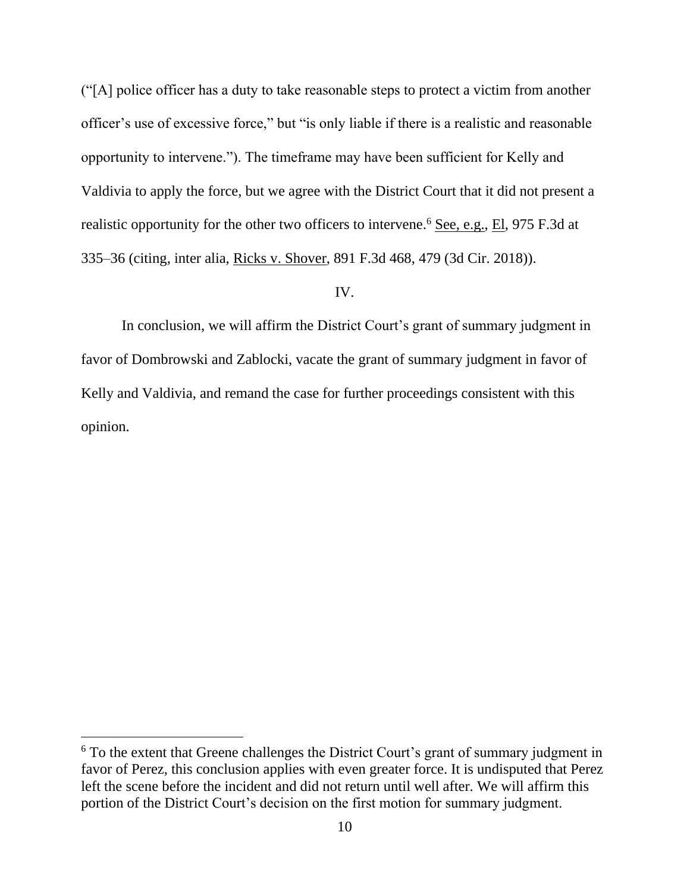("[A] police officer has a duty to take reasonable steps to protect a victim from another officer's use of excessive force," but "is only liable if there is a realistic and reasonable opportunity to intervene."). The timeframe may have been sufficient for Kelly and Valdivia to apply the force, but we agree with the District Court that it did not present a realistic opportunity for the other two officers to intervene.[6] See, e.g., El, 975 F.3d at 335–36 (citing, inter alia, Ricks v. Shover, 891 F.3d 468, 479 (3d Cir. 2018)).

IV.

In conclusion, we will affirm the District Court's grant of summary judgment in favor of Dombrowski and Zablocki, vacate the grant of summary judgment in favor of Kelly and Valdivia, and remand the case for further proceedings consistent with this opinion.

---

[6] To the extent that Greene challenges the District Court's grant of summary judgment in favor of Perez, this conclusion applies with even greater force. It is undisputed that Perez left the scene before the incident and did not return until well after. We will affirm this portion of the District Court's decision on the first motion for summary judgment.